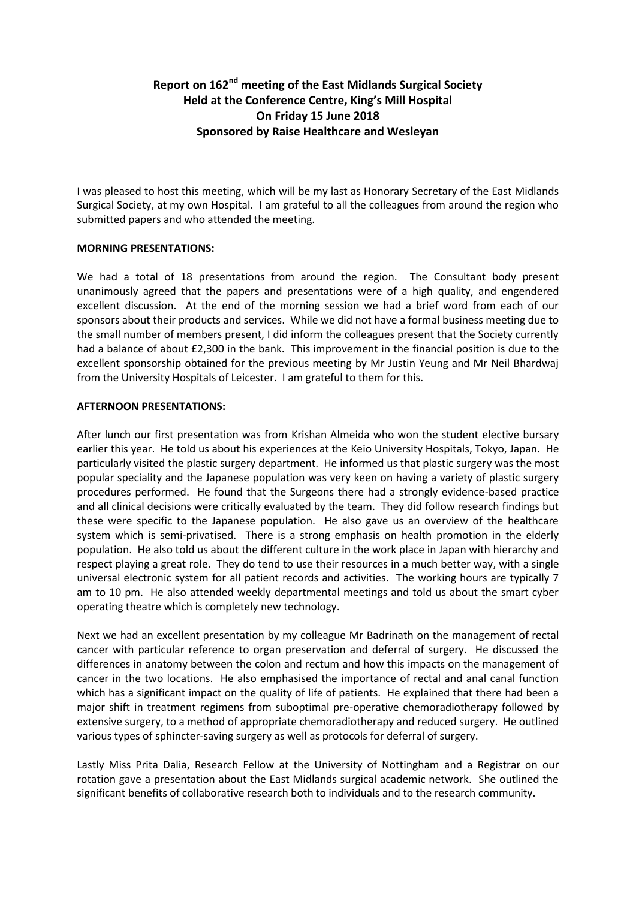# Report on 162nd meeting of the East Midlands Surgical Society
## Held at the Conference Centre, King's Mill Hospital
## On Friday 15 June 2018
## Sponsored by Raise Healthcare and Wesleyan

I was pleased to host this meeting, which will be my last as Honorary Secretary of the East Midlands Surgical Society, at my own Hospital. I am grateful to all the colleagues from around the region who submitted papers and who attended the meeting.

**MORNING PRESENTATIONS:**

We had a total of 18 presentations from around the region. The Consultant body present unanimously agreed that the papers and presentations were of a high quality, and engendered excellent discussion. At the end of the morning session we had a brief word from each of our sponsors about their products and services. While we did not have a formal business meeting due to the small number of members present, I did inform the colleagues present that the Society currently had a balance of about £2,300 in the bank. This improvement in the financial position is due to the excellent sponsorship obtained for the previous meeting by Mr Justin Yeung and Mr Neil Bhardwaj from the University Hospitals of Leicester. I am grateful to them for this.

**AFTERNOON PRESENTATIONS:**

After lunch our first presentation was from Krishan Almeida who won the student elective bursary earlier this year. He told us about his experiences at the Keio University Hospitals, Tokyo, Japan. He particularly visited the plastic surgery department. He informed us that plastic surgery was the most popular speciality and the Japanese population was very keen on having a variety of plastic surgery procedures performed. He found that the Surgeons there had a strongly evidence-based practice and all clinical decisions were critically evaluated by the team. They did follow research findings but these were specific to the Japanese population. He also gave us an overview of the healthcare system which is semi-privatised. There is a strong emphasis on health promotion in the elderly population. He also told us about the different culture in the work place in Japan with hierarchy and respect playing a great role. They do tend to use their resources in a much better way, with a single universal electronic system for all patient records and activities. The working hours are typically 7 am to 10 pm. He also attended weekly departmental meetings and told us about the smart cyber operating theatre which is completely new technology.

Next we had an excellent presentation by my colleague Mr Badrinath on the management of rectal cancer with particular reference to organ preservation and deferral of surgery. He discussed the differences in anatomy between the colon and rectum and how this impacts on the management of cancer in the two locations. He also emphasised the importance of rectal and anal canal function which has a significant impact on the quality of life of patients. He explained that there had been a major shift in treatment regimens from suboptimal pre-operative chemoradiotherapy followed by extensive surgery, to a method of appropriate chemoradiotherapy and reduced surgery. He outlined various types of sphincter-saving surgery as well as protocols for deferral of surgery.

Lastly Miss Prita Dalia, Research Fellow at the University of Nottingham and a Registrar on our rotation gave a presentation about the East Midlands surgical academic network. She outlined the significant benefits of collaborative research both to individuals and to the research community.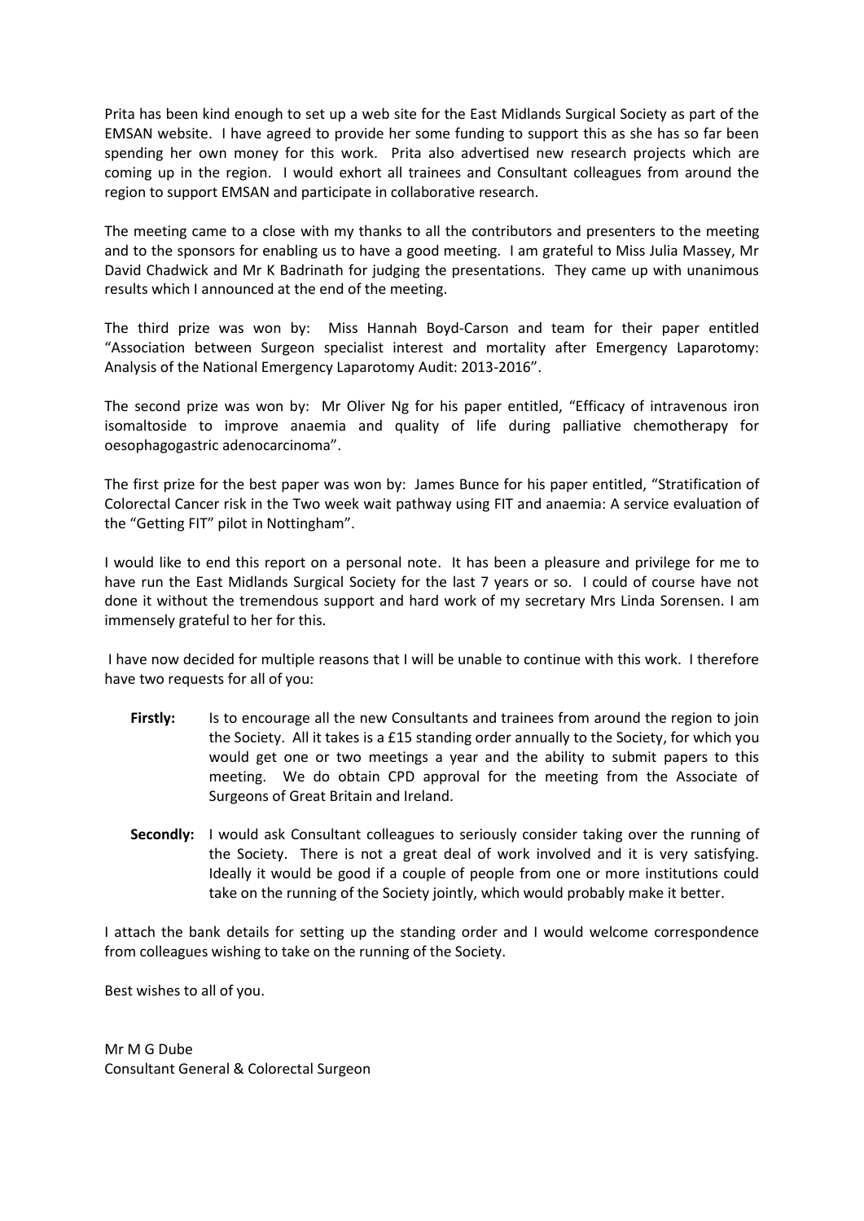Prita has been kind enough to set up a web site for the East Midlands Surgical Society as part of the EMSAN website. I have agreed to provide her some funding to support this as she has so far been spending her own money for this work. Prita also advertised new research projects which are coming up in the region. I would exhort all trainees and Consultant colleagues from around the region to support EMSAN and participate in collaborative research.

The meeting came to a close with my thanks to all the contributors and presenters to the meeting and to the sponsors for enabling us to have a good meeting. I am grateful to Miss Julia Massey, Mr David Chadwick and Mr K Badrinath for judging the presentations. They came up with unanimous results which I announced at the end of the meeting.

The third prize was won by: Miss Hannah Boyd-Carson and team for their paper entitled "Association between Surgeon specialist interest and mortality after Emergency Laparotomy: Analysis of the National Emergency Laparotomy Audit: 2013-2016".

The second prize was won by: Mr Oliver Ng for his paper entitled, "Efficacy of intravenous iron isomaltoside to improve anaemia and quality of life during palliative chemotherapy for oesophagogastric adenocarcinoma".

The first prize for the best paper was won by: James Bunce for his paper entitled, "Stratification of Colorectal Cancer risk in the Two week wait pathway using FIT and anaemia: A service evaluation of the "Getting FIT" pilot in Nottingham".

I would like to end this report on a personal note. It has been a pleasure and privilege for me to have run the East Midlands Surgical Society for the last 7 years or so. I could of course have not done it without the tremendous support and hard work of my secretary Mrs Linda Sorensen. I am immensely grateful to her for this.

I have now decided for multiple reasons that I will be unable to continue with this work. I therefore have two requests for all of you:

- **Firstly:** Is to encourage all the new Consultants and trainees from around the region to join the Society. All it takes is a £15 standing order annually to the Society, for which you would get one or two meetings a year and the ability to submit papers to this meeting. We do obtain CPD approval for the meeting from the Associate of Surgeons of Great Britain and Ireland.

- **Secondly:** I would ask Consultant colleagues to seriously consider taking over the running of the Society. There is not a great deal of work involved and it is very satisfying. Ideally it would be good if a couple of people from one or more institutions could take on the running of the Society jointly, which would probably make it better.

I attach the bank details for setting up the standing order and I would welcome correspondence from colleagues wishing to take on the running of the Society.

Best wishes to all of you.

Mr M G Dube
Consultant General & Colorectal Surgeon